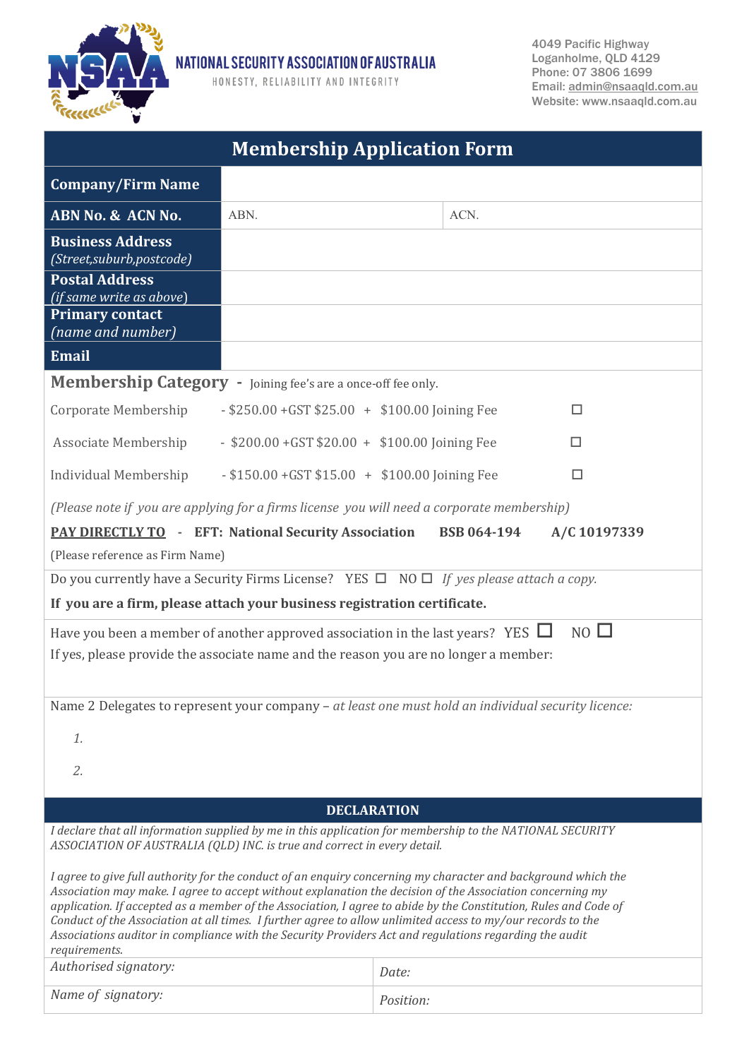# NATIONAL SECURITY ASSOCIATION OF AUSTRALIA

HONESTY, RELIABILITY AND INTEGRITY

4049 Pacific Highway
Loganholme, QLD 4129
Phone: 07 3806 1699
Email: admin@nsaaqld.com.au
Website: www.nsaaqld.com.au

## Membership Application Form

| **Company/Firm Name** | | |
|---|---|---|
| **ABN No. & ACN No.** | ABN. | ACN. |
| **Business Address** *(Street,suburb,postcode)* | | |
| **Postal Address** *(if same write as above)* | | |
| **Primary contact** *(name and number)* | | |
| **Email** | | |

**Membership Category** - Joining fee's are a once-off fee only.

| | | |
|---|---|---|
| Corporate Membership | - $250.00 +GST $25.00 + $100.00 Joining Fee | ☐ |
| Associate Membership | - $200.00 +GST $20.00 + $100.00 Joining Fee | ☐ |
| Individual Membership | - $150.00 +GST $15.00 + $100.00 Joining Fee | ☐ |

*(Please note if you are applying for a firms license you will need a corporate membership)*

**PAY DIRECTLY TO** - **EFT: National Security Association** **BSB 064-194** **A/C 10197339**

(Please reference as Firm Name)

Do you currently have a Security Firms License? YES ☐ NO ☐ *If yes please attach a copy.*

**If you are a firm, please attach your business registration certificate.**

Have you been a member of another approved association in the last years? YES ☐ NO ☐

If yes, please provide the associate name and the reason you are no longer a member:

Name 2 Delegates to represent your company – *at least one must hold an individual security licence:*

1.

2.

### DECLARATION

*I declare that all information supplied by me in this application for membership to the NATIONAL SECURITY ASSOCIATION OF AUSTRALIA (QLD) INC. is true and correct in every detail.*

*I agree to give full authority for the conduct of an enquiry concerning my character and background which the Association may make. I agree to accept without explanation the decision of the Association concerning my application. If accepted as a member of the Association, I agree to abide by the Constitution, Rules and Code of Conduct of the Association at all times. I further agree to allow unlimited access to my/our records to the Associations auditor in compliance with the Security Providers Act and regulations regarding the audit requirements.*

| | |
|---|---|
| *Authorised signatory:* | *Date:* |
| *Name of signatory:* | *Position:* |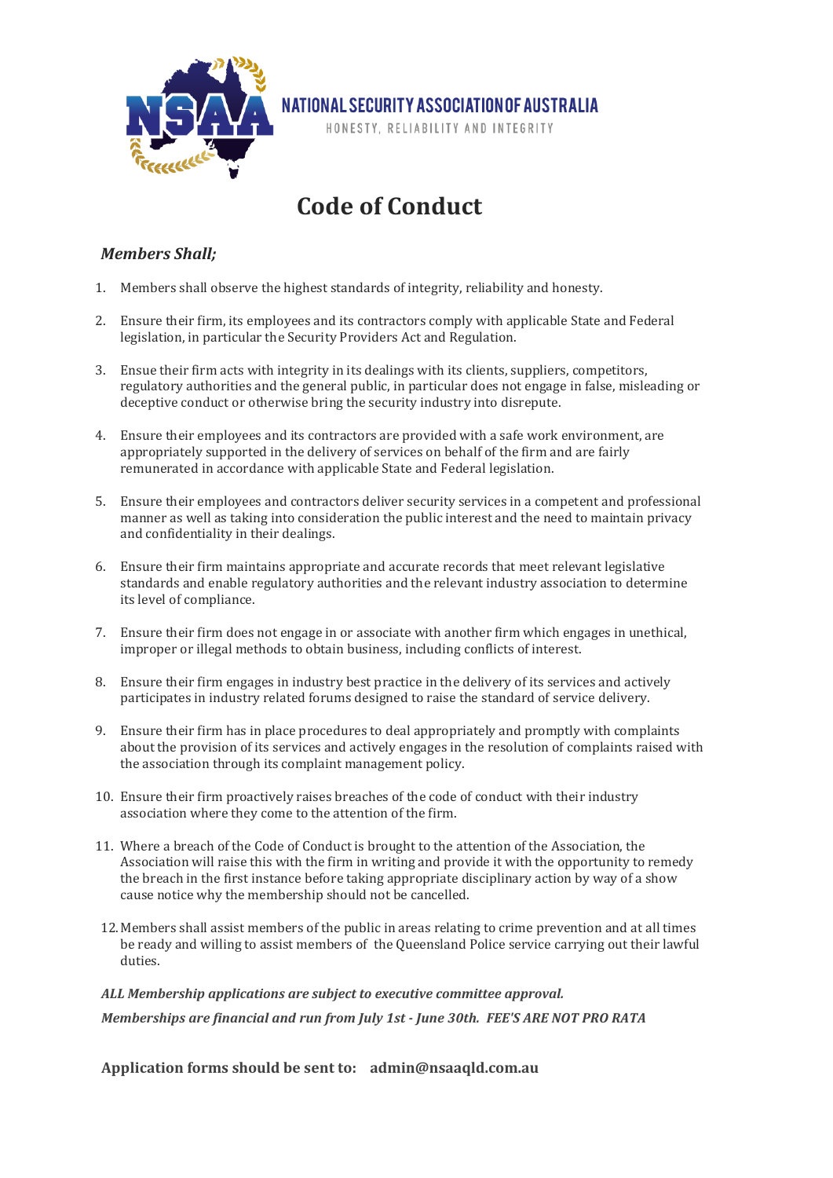NATIONAL SECURITY ASSOCIATION OF AUSTRALIA

HONESTY, RELIABILITY AND INTEGRITY

# Code of Conduct

***Members Shall;***

1. Members shall observe the highest standards of integrity, reliability and honesty.
2. Ensure their firm, its employees and its contractors comply with applicable State and Federal legislation, in particular the Security Providers Act and Regulation.
3. Ensue their firm acts with integrity in its dealings with its clients, suppliers, competitors, regulatory authorities and the general public, in particular does not engage in false, misleading or deceptive conduct or otherwise bring the security industry into disrepute.
4. Ensure their employees and its contractors are provided with a safe work environment, are appropriately supported in the delivery of services on behalf of the firm and are fairly remunerated in accordance with applicable State and Federal legislation.
5. Ensure their employees and contractors deliver security services in a competent and professional manner as well as taking into consideration the public interest and the need to maintain privacy and confidentiality in their dealings.
6. Ensure their firm maintains appropriate and accurate records that meet relevant legislative standards and enable regulatory authorities and the relevant industry association to determine its level of compliance.
7. Ensure their firm does not engage in or associate with another firm which engages in unethical, improper or illegal methods to obtain business, including conflicts of interest.
8. Ensure their firm engages in industry best practice in the delivery of its services and actively participates in industry related forums designed to raise the standard of service delivery.
9. Ensure their firm has in place procedures to deal appropriately and promptly with complaints about the provision of its services and actively engages in the resolution of complaints raised with the association through its complaint management policy.
10. Ensure their firm proactively raises breaches of the code of conduct with their industry association where they come to the attention of the firm.
11. Where a breach of the Code of Conduct is brought to the attention of the Association, the Association will raise this with the firm in writing and provide it with the opportunity to remedy the breach in the first instance before taking appropriate disciplinary action by way of a show cause notice why the membership should not be cancelled.
12. Members shall assist members of the public in areas relating to crime prevention and at all times be ready and willing to assist members of the Queensland Police service carrying out their lawful duties.

***ALL Membership applications are subject to executive committee approval.***

***Memberships are financial and run from July 1st - June 30th. FEE'S ARE NOT PRO RATA***

**Application forms should be sent to: admin@nsaaqld.com.au**